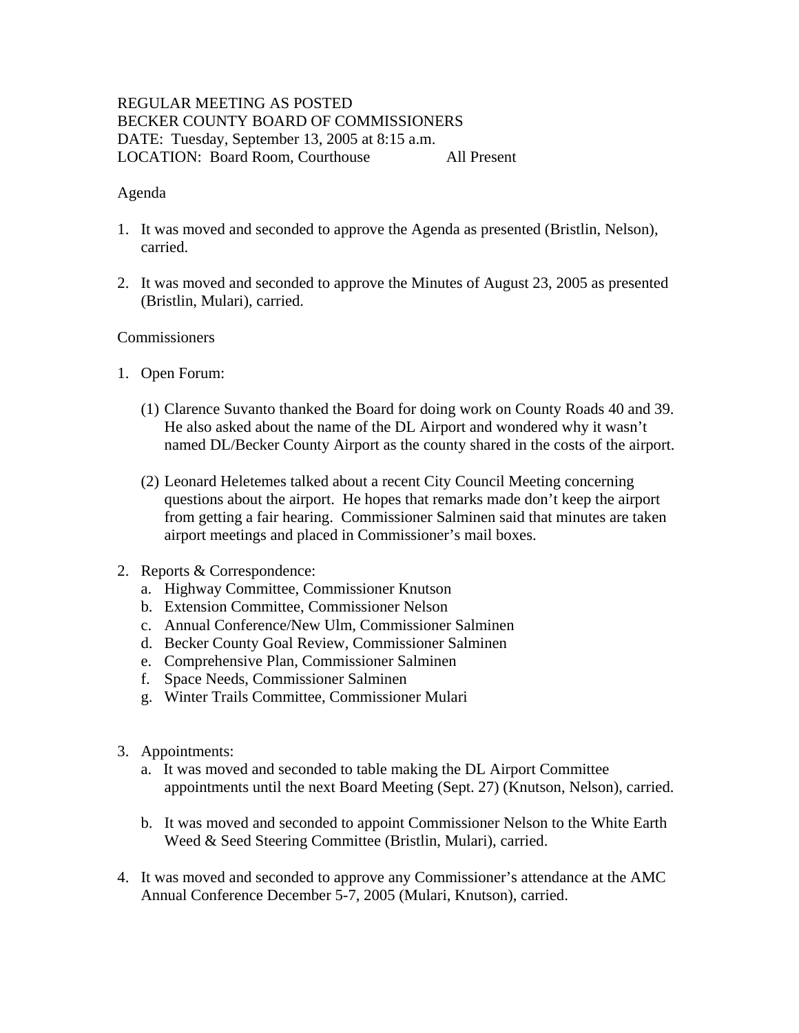REGULAR MEETING AS POSTED
BECKER COUNTY BOARD OF COMMISSIONERS
DATE: Tuesday, September 13, 2005 at 8:15 a.m.
LOCATION: Board Room, Courthouse All Present

Agenda

1. It was moved and seconded to approve the Agenda as presented (Bristlin, Nelson), carried.

2. It was moved and seconded to approve the Minutes of August 23, 2005 as presented (Bristlin, Mulari), carried.

Commissioners

1. Open Forum:

   (1) Clarence Suvanto thanked the Board for doing work on County Roads 40 and 39. He also asked about the name of the DL Airport and wondered why it wasn't named DL/Becker County Airport as the county shared in the costs of the airport.

   (2) Leonard Heletemes talked about a recent City Council Meeting concerning questions about the airport. He hopes that remarks made don't keep the airport from getting a fair hearing. Commissioner Salminen said that minutes are taken airport meetings and placed in Commissioner's mail boxes.

2. Reports & Correspondence:
   a. Highway Committee, Commissioner Knutson
   b. Extension Committee, Commissioner Nelson
   c. Annual Conference/New Ulm, Commissioner Salminen
   d. Becker County Goal Review, Commissioner Salminen
   e. Comprehensive Plan, Commissioner Salminen
   f. Space Needs, Commissioner Salminen
   g. Winter Trails Committee, Commissioner Mulari

3. Appointments:
   a. It was moved and seconded to table making the DL Airport Committee appointments until the next Board Meeting (Sept. 27) (Knutson, Nelson), carried.

   b. It was moved and seconded to appoint Commissioner Nelson to the White Earth Weed & Seed Steering Committee (Bristlin, Mulari), carried.

4. It was moved and seconded to approve any Commissioner's attendance at the AMC Annual Conference December 5-7, 2005 (Mulari, Knutson), carried.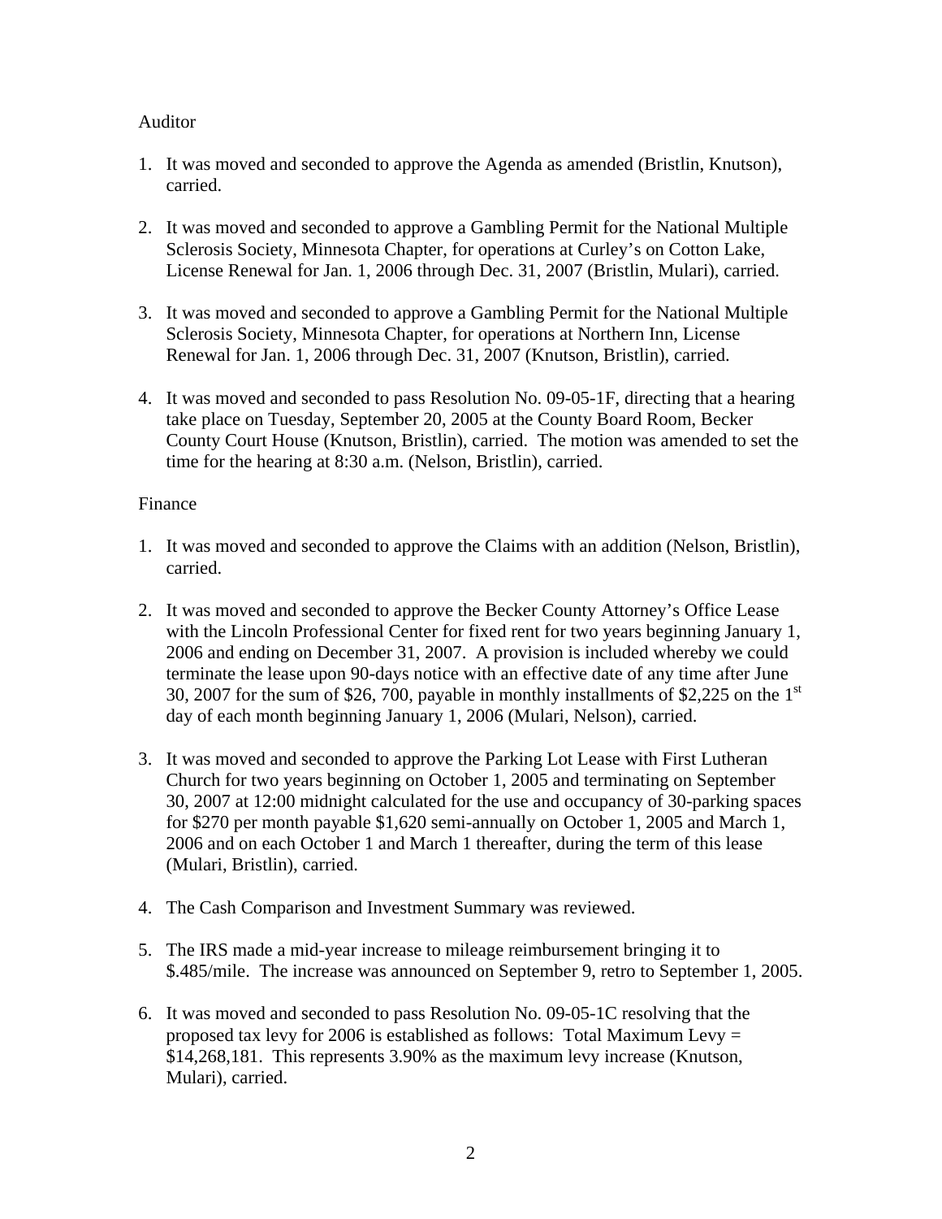Auditor

1. It was moved and seconded to approve the Agenda as amended (Bristlin, Knutson), carried.

2. It was moved and seconded to approve a Gambling Permit for the National Multiple Sclerosis Society, Minnesota Chapter, for operations at Curley's on Cotton Lake, License Renewal for Jan. 1, 2006 through Dec. 31, 2007 (Bristlin, Mulari), carried.

3. It was moved and seconded to approve a Gambling Permit for the National Multiple Sclerosis Society, Minnesota Chapter, for operations at Northern Inn, License Renewal for Jan. 1, 2006 through Dec. 31, 2007 (Knutson, Bristlin), carried.

4. It was moved and seconded to pass Resolution No. 09-05-1F, directing that a hearing take place on Tuesday, September 20, 2005 at the County Board Room, Becker County Court House (Knutson, Bristlin), carried. The motion was amended to set the time for the hearing at 8:30 a.m. (Nelson, Bristlin), carried.

Finance

1. It was moved and seconded to approve the Claims with an addition (Nelson, Bristlin), carried.

2. It was moved and seconded to approve the Becker County Attorney's Office Lease with the Lincoln Professional Center for fixed rent for two years beginning January 1, 2006 and ending on December 31, 2007. A provision is included whereby we could terminate the lease upon 90-days notice with an effective date of any time after June 30, 2007 for the sum of $26, 700, payable in monthly installments of $2,225 on the 1st day of each month beginning January 1, 2006 (Mulari, Nelson), carried.

3. It was moved and seconded to approve the Parking Lot Lease with First Lutheran Church for two years beginning on October 1, 2005 and terminating on September 30, 2007 at 12:00 midnight calculated for the use and occupancy of 30-parking spaces for $270 per month payable $1,620 semi-annually on October 1, 2005 and March 1, 2006 and on each October 1 and March 1 thereafter, during the term of this lease (Mulari, Bristlin), carried.

4. The Cash Comparison and Investment Summary was reviewed.

5. The IRS made a mid-year increase to mileage reimbursement bringing it to $.485/mile. The increase was announced on September 9, retro to September 1, 2005.

6. It was moved and seconded to pass Resolution No. 09-05-1C resolving that the proposed tax levy for 2006 is established as follows: Total Maximum Levy = $14,268,181. This represents 3.90% as the maximum levy increase (Knutson, Mulari), carried.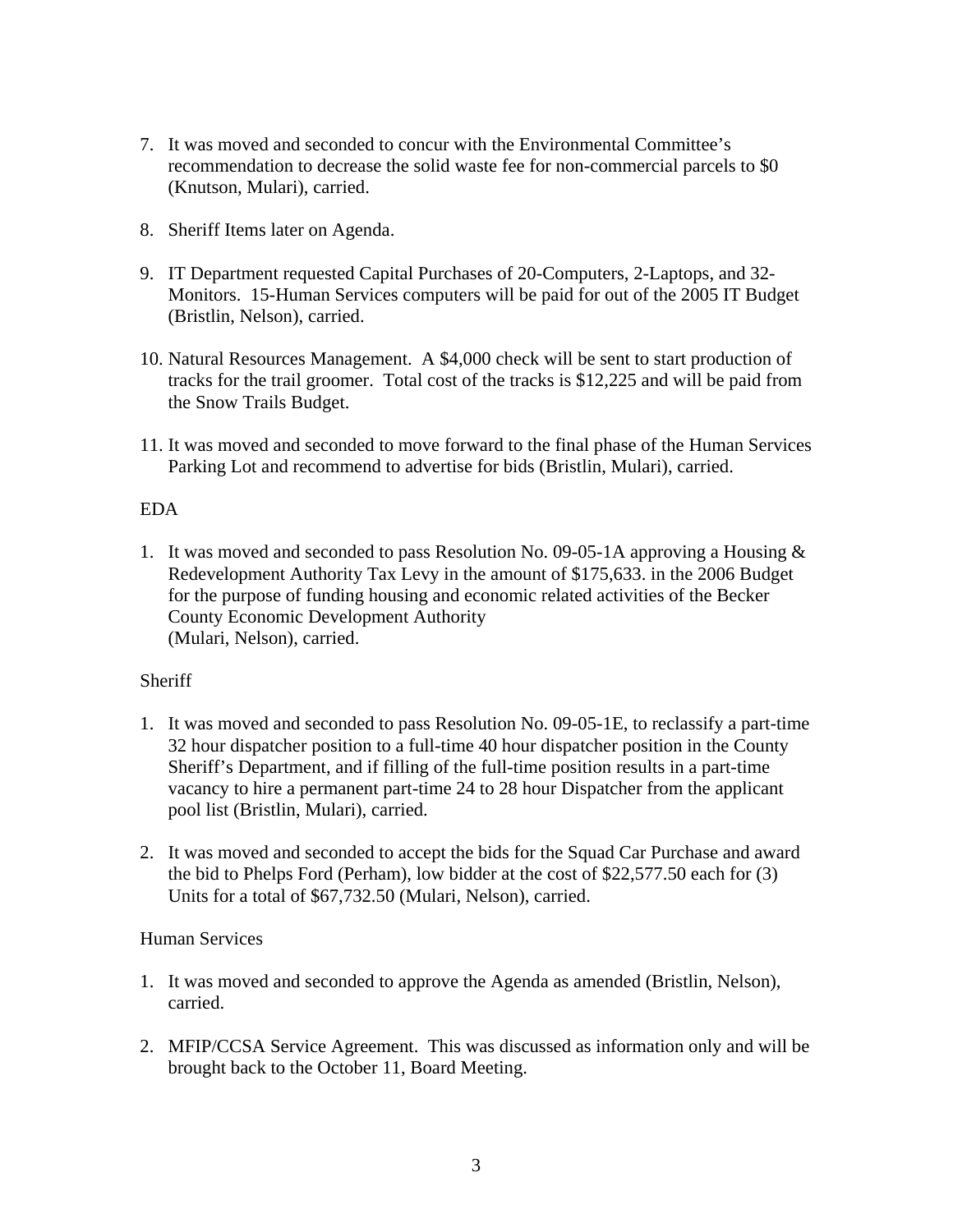7. It was moved and seconded to concur with the Environmental Committee's recommendation to decrease the solid waste fee for non-commercial parcels to $0 (Knutson, Mulari), carried.

8. Sheriff Items later on Agenda.

9. IT Department requested Capital Purchases of 20-Computers, 2-Laptops, and 32-Monitors. 15-Human Services computers will be paid for out of the 2005 IT Budget (Bristlin, Nelson), carried.

10. Natural Resources Management. A $4,000 check will be sent to start production of tracks for the trail groomer. Total cost of the tracks is $12,225 and will be paid from the Snow Trails Budget.

11. It was moved and seconded to move forward to the final phase of the Human Services Parking Lot and recommend to advertise for bids (Bristlin, Mulari), carried.

EDA

1. It was moved and seconded to pass Resolution No. 09-05-1A approving a Housing & Redevelopment Authority Tax Levy in the amount of $175,633. in the 2006 Budget for the purpose of funding housing and economic related activities of the Becker County Economic Development Authority
(Mulari, Nelson), carried.

Sheriff

1. It was moved and seconded to pass Resolution No. 09-05-1E, to reclassify a part-time 32 hour dispatcher position to a full-time 40 hour dispatcher position in the County Sheriff's Department, and if filling of the full-time position results in a part-time vacancy to hire a permanent part-time 24 to 28 hour Dispatcher from the applicant pool list (Bristlin, Mulari), carried.

2. It was moved and seconded to accept the bids for the Squad Car Purchase and award the bid to Phelps Ford (Perham), low bidder at the cost of $22,577.50 each for (3) Units for a total of $67,732.50 (Mulari, Nelson), carried.

Human Services

1. It was moved and seconded to approve the Agenda as amended (Bristlin, Nelson), carried.

2. MFIP/CCSA Service Agreement. This was discussed as information only and will be brought back to the October 11, Board Meeting.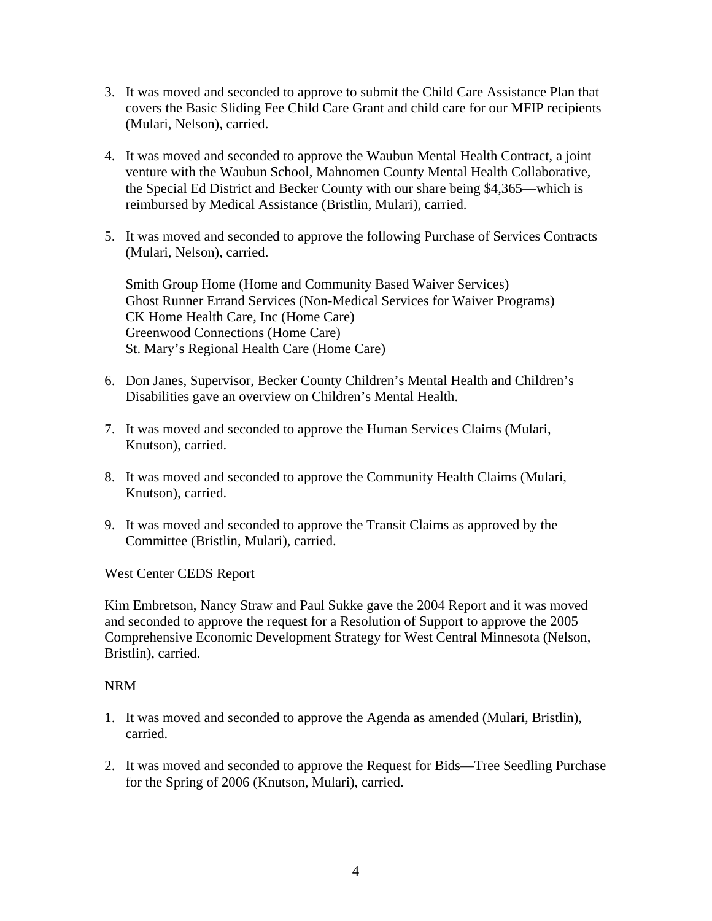3. It was moved and seconded to approve to submit the Child Care Assistance Plan that covers the Basic Sliding Fee Child Care Grant and child care for our MFIP recipients (Mulari, Nelson), carried.

4. It was moved and seconded to approve the Waubun Mental Health Contract, a joint venture with the Waubun School, Mahnomen County Mental Health Collaborative, the Special Ed District and Becker County with our share being $4,365—which is reimbursed by Medical Assistance (Bristlin, Mulari), carried.

5. It was moved and seconded to approve the following Purchase of Services Contracts (Mulari, Nelson), carried.

   Smith Group Home (Home and Community Based Waiver Services)
   Ghost Runner Errand Services (Non-Medical Services for Waiver Programs)
   CK Home Health Care, Inc (Home Care)
   Greenwood Connections (Home Care)
   St. Mary's Regional Health Care (Home Care)

6. Don Janes, Supervisor, Becker County Children's Mental Health and Children's Disabilities gave an overview on Children's Mental Health.

7. It was moved and seconded to approve the Human Services Claims (Mulari, Knutson), carried.

8. It was moved and seconded to approve the Community Health Claims (Mulari, Knutson), carried.

9. It was moved and seconded to approve the Transit Claims as approved by the Committee (Bristlin, Mulari), carried.

West Center CEDS Report

Kim Embretson, Nancy Straw and Paul Sukke gave the 2004 Report and it was moved and seconded to approve the request for a Resolution of Support to approve the 2005 Comprehensive Economic Development Strategy for West Central Minnesota (Nelson, Bristlin), carried.

NRM

1. It was moved and seconded to approve the Agenda as amended (Mulari, Bristlin), carried.

2. It was moved and seconded to approve the Request for Bids—Tree Seedling Purchase for the Spring of 2006 (Knutson, Mulari), carried.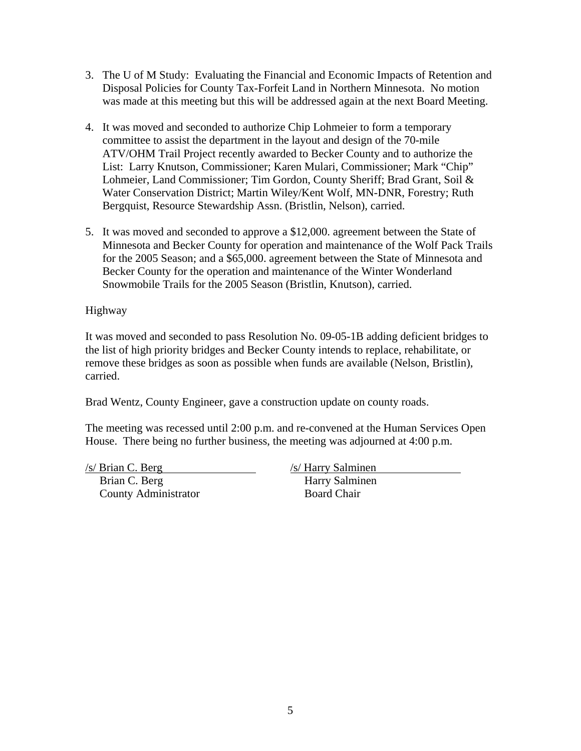3. The U of M Study: Evaluating the Financial and Economic Impacts of Retention and Disposal Policies for County Tax-Forfeit Land in Northern Minnesota. No motion was made at this meeting but this will be addressed again at the next Board Meeting.

4. It was moved and seconded to authorize Chip Lohmeier to form a temporary committee to assist the department in the layout and design of the 70-mile ATV/OHM Trail Project recently awarded to Becker County and to authorize the List: Larry Knutson, Commissioner; Karen Mulari, Commissioner; Mark "Chip" Lohmeier, Land Commissioner; Tim Gordon, County Sheriff; Brad Grant, Soil & Water Conservation District; Martin Wiley/Kent Wolf, MN-DNR, Forestry; Ruth Bergquist, Resource Stewardship Assn. (Bristlin, Nelson), carried.

5. It was moved and seconded to approve a $12,000. agreement between the State of Minnesota and Becker County for operation and maintenance of the Wolf Pack Trails for the 2005 Season; and a $65,000. agreement between the State of Minnesota and Becker County for the operation and maintenance of the Winter Wonderland Snowmobile Trails for the 2005 Season (Bristlin, Knutson), carried.

Highway

It was moved and seconded to pass Resolution No. 09-05-1B adding deficient bridges to the list of high priority bridges and Becker County intends to replace, rehabilitate, or remove these bridges as soon as possible when funds are available (Nelson, Bristlin), carried.

Brad Wentz, County Engineer, gave a construction update on county roads.

The meeting was recessed until 2:00 p.m. and re-convened at the Human Services Open House. There being no further business, the meeting was adjourned at 4:00 p.m.

/s/ Brian C. Berg
Brian C. Berg
County Administrator

/s/ Harry Salminen
Harry Salminen
Board Chair